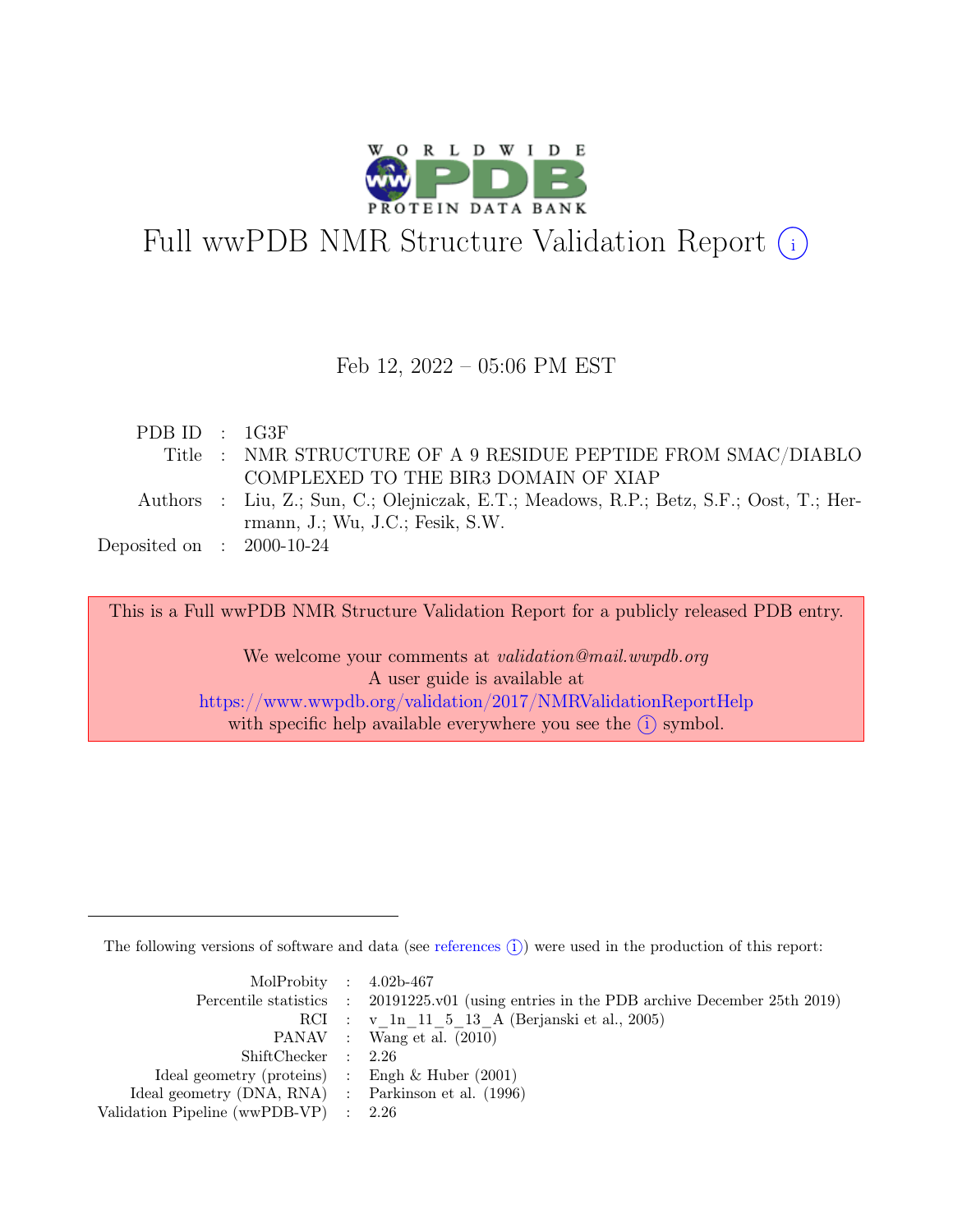# Full wwPDB NMR Structure Validation Report (i)

Feb 12, 2022 – 05:06 PM EST

| | | |
|---|---|---|
| PDB ID | : | 1G3F |
| Title | : | NMR STRUCTURE OF A 9 RESIDUE PEPTIDE FROM SMAC/DIABLO COMPLEXED TO THE BIR3 DOMAIN OF XIAP |
| Authors | : | Liu, Z.; Sun, C.; Olejniczak, E.T.; Meadows, R.P.; Betz, S.F.; Oost, T.; Herrmann, J.; Wu, J.C.; Fesik, S.W. |
| Deposited on | : | 2000-10-24 |

This is a Full wwPDB NMR Structure Validation Report for a publicly released PDB entry.

We welcome your comments at *validation@mail.wwpdb.org*
A user guide is available at
https://www.wwpdb.org/validation/2017/NMRValidationReportHelp
with specific help available everywhere you see the (i) symbol.

The following versions of software and data (see references (i)) were used in the production of this report:

| | | |
|---|---|---|
| MolProbity | : | 4.02b-467 |
| Percentile statistics | : | 20191225.v01 (using entries in the PDB archive December 25th 2019) |
| RCI | : | v_1n_11_5_13_A (Berjanski et al., 2005) |
| PANAV | : | Wang et al. (2010) |
| ShiftChecker | : | 2.26 |
| Ideal geometry (proteins) | : | Engh & Huber (2001) |
| Ideal geometry (DNA, RNA) | : | Parkinson et al. (1996) |
| Validation Pipeline (wwPDB-VP) | : | 2.26 |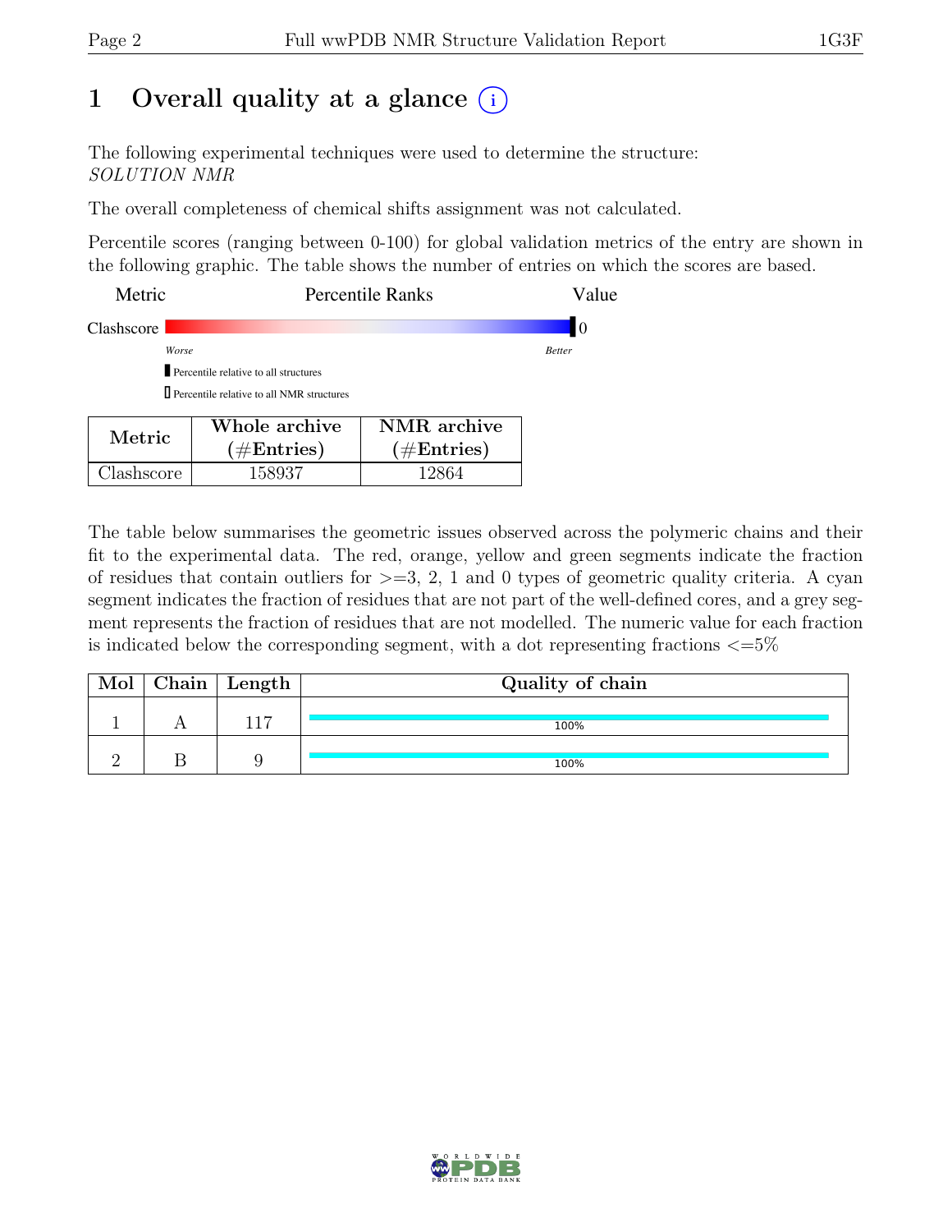# 1 Overall quality at a glance (i)

The following experimental techniques were used to determine the structure:
*SOLUTION NMR*

The overall completeness of chemical shifts assignment was not calculated.

Percentile scores (ranging between 0-100) for global validation metrics of the entry are shown in the following graphic. The table shows the number of entries on which the scores are based.

| Metric | Percentile Ranks | Value |
|---|---|---|
| Clashscore | | 0 |

*Worse* — *Better*

▮ Percentile relative to all structures

▯ Percentile relative to all NMR structures

| Metric | Whole archive (#Entries) | NMR archive (#Entries) |
|---|---|---|
| Clashscore | 158937 | 12864 |

The table below summarises the geometric issues observed across the polymeric chains and their fit to the experimental data. The red, orange, yellow and green segments indicate the fraction of residues that contain outliers for >=3, 2, 1 and 0 types of geometric quality criteria. A cyan segment indicates the fraction of residues that are not part of the well-defined cores, and a grey segment represents the fraction of residues that are not modelled. The numeric value for each fraction is indicated below the corresponding segment, with a dot representing fractions <=5%

| Mol | Chain | Length | Quality of chain |
|---|---|---|---|
| 1 | A | 117 | 100% |
| 2 | B | 9 | 100% |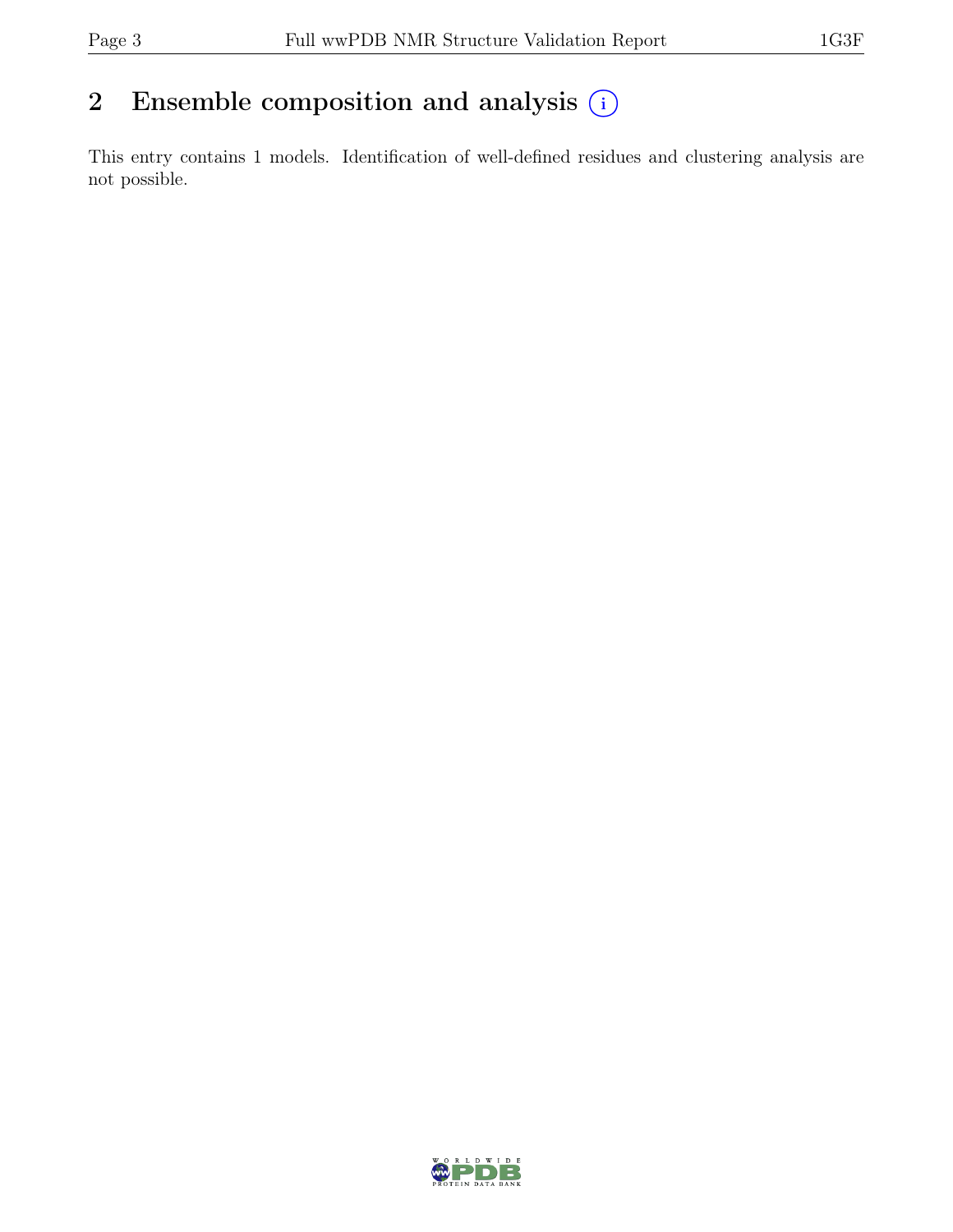## 2 Ensemble composition and analysis

This entry contains 1 models. Identification of well-defined residues and clustering analysis are not possible.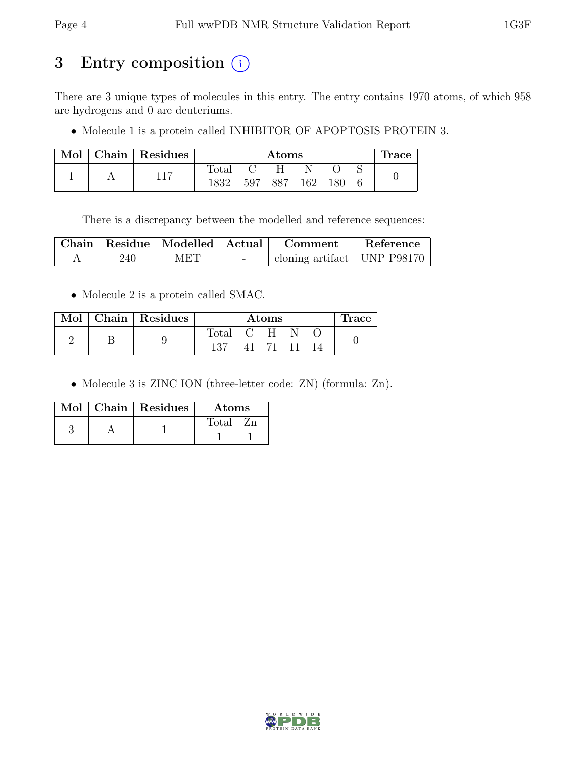# 3 Entry composition (i)

There are 3 unique types of molecules in this entry. The entry contains 1970 atoms, of which 958 are hydrogens and 0 are deuteriums.

- Molecule 1 is a protein called INHIBITOR OF APOPTOSIS PROTEIN 3.

| Mol | Chain | Residues | Atoms | | | | | | Trace |
|---|---|---|---|---|---|---|---|---|---|
| | | | Total | C | H | N | O | S | |
| 1 | A | 117 | 1832 | 597 | 887 | 162 | 180 | 6 | 0 |

There is a discrepancy between the modelled and reference sequences:

| Chain | Residue | Modelled | Actual | Comment | Reference |
|---|---|---|---|---|---|
| A | 240 | MET | - | cloning artifact | UNP P98170 |

- Molecule 2 is a protein called SMAC.

| Mol | Chain | Residues | Atoms | | | | | Trace |
|---|---|---|---|---|---|---|---|---|
| | | | Total | C | H | N | O | |
| 2 | B | 9 | 137 | 41 | 71 | 11 | 14 | 0 |

- Molecule 3 is ZINC ION (three-letter code: ZN) (formula: Zn).

| Mol | Chain | Residues | Atoms | |
|---|---|---|---|---|
| | | | Total | Zn |
| 3 | A | 1 | 1 | 1 |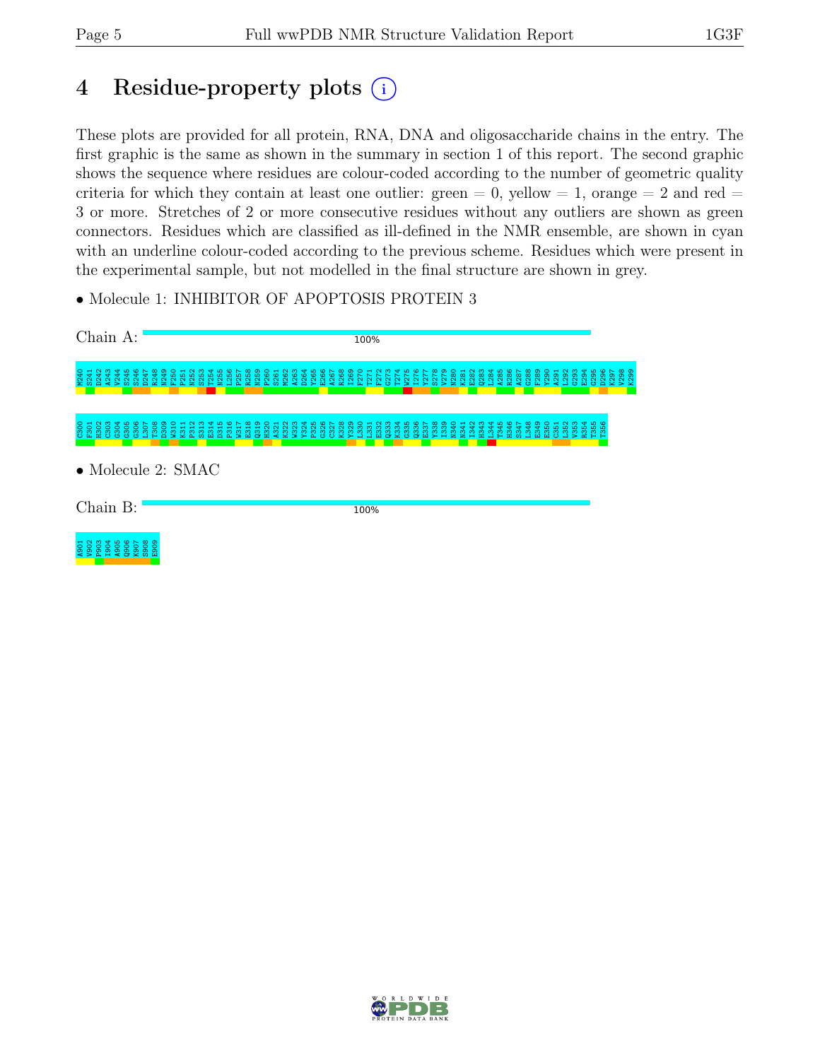# 4 Residue-property plots

These plots are provided for all protein, RNA, DNA and oligosaccharide chains in the entry. The first graphic is the same as shown in the summary in section 1 of this report. The second graphic shows the sequence where residues are colour-coded according to the number of geometric quality criteria for which they contain at least one outlier: green = 0, yellow = 1, orange = 2 and red = 3 or more. Stretches of 2 or more consecutive residues without any outliers are shown as green connectors. Residues which are classified as ill-defined in the NMR ensemble, are shown in cyan with an underline colour-coded according to the previous scheme. Residues which were present in the experimental sample, but not modelled in the final structure are shown in grey.

- Molecule 1: INHIBITOR OF APOPTOSIS PROTEIN 3

Chain A: 100%

M240 S241 D242 A243 V244 S245 S246 D247 R248 N249 F250 P251 N252 S253 T254 N255 L256 P257 R258 M259 P260 S261 M262 A263 D264 Y265 E266 A267 R268 I269 F270 T271 F272 G273 T274 W275 I276 Y277 S278 V279 N280 K281 E282 Q283 L284 A285 R286 A287 G288 F289 Y290 A291 L292 G293 E294 G295 D296 K297 V298 K299 C300 F301 H302 C303 G304 G305 G306 L307 T308 D309 W310 K311 P312 S313 E314 D315 P316 W317 E318 Q319 H320 A321 K322 W323 Y324 P325 G326 C327 K328 Y329 L330 L331 E332 Q333 K334 G335 Q336 E337 Y338 I339 N340 N341 I342 H343 L344 T345 H346 S347 L348 E349 E350 C351 L352 V353 R354 T355 T356

- Molecule 2: SMAC

Chain B: 100%

A901 V902 P903 I904 A905 Q906 K907 S908 E909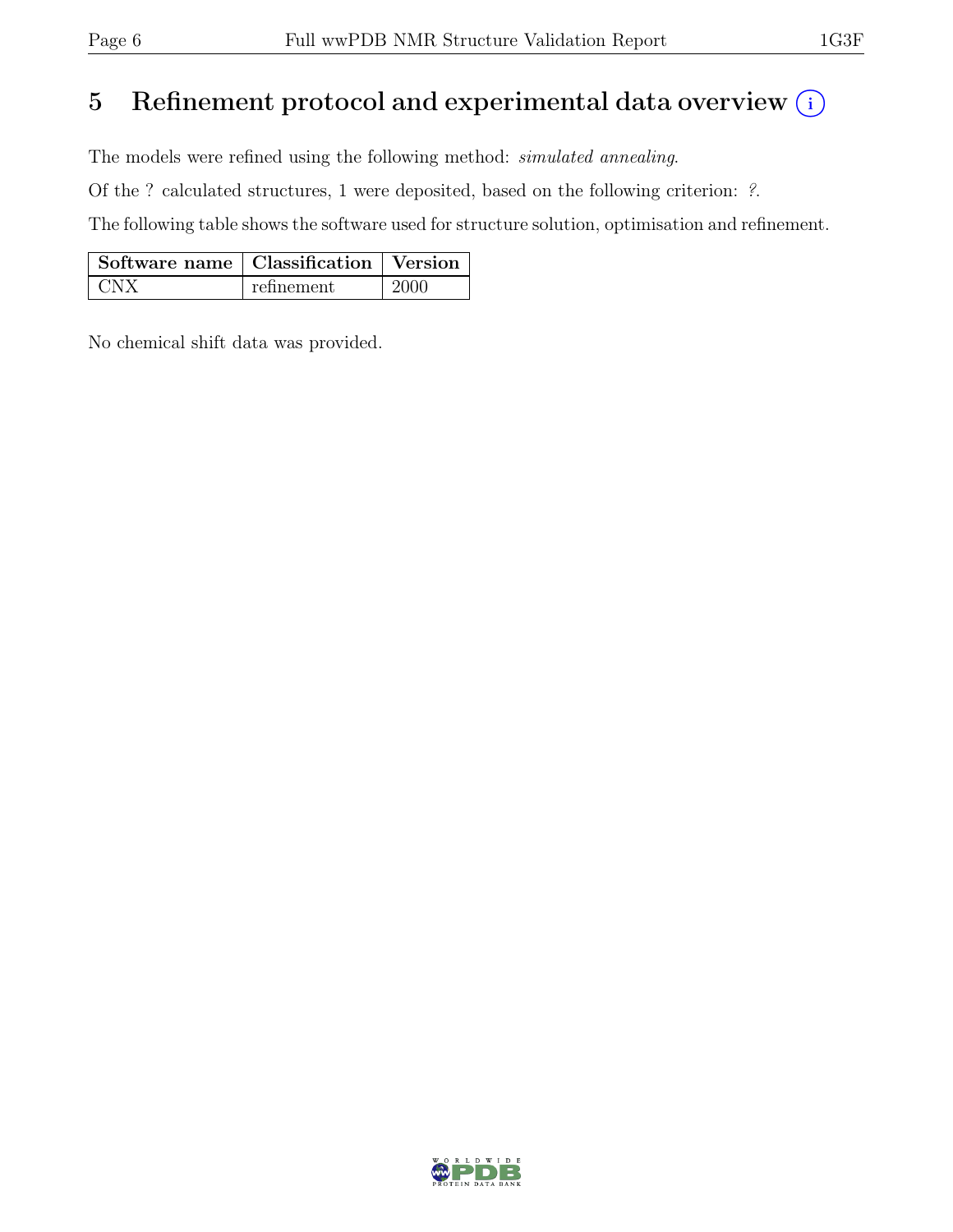# 5 Refinement protocol and experimental data overview

The models were refined using the following method: *simulated annealing*.

Of the ? calculated structures, 1 were deposited, based on the following criterion: *?*.

The following table shows the software used for structure solution, optimisation and refinement.

| Software name | Classification | Version |
|---|---|---|
| CNX | refinement | 2000 |

No chemical shift data was provided.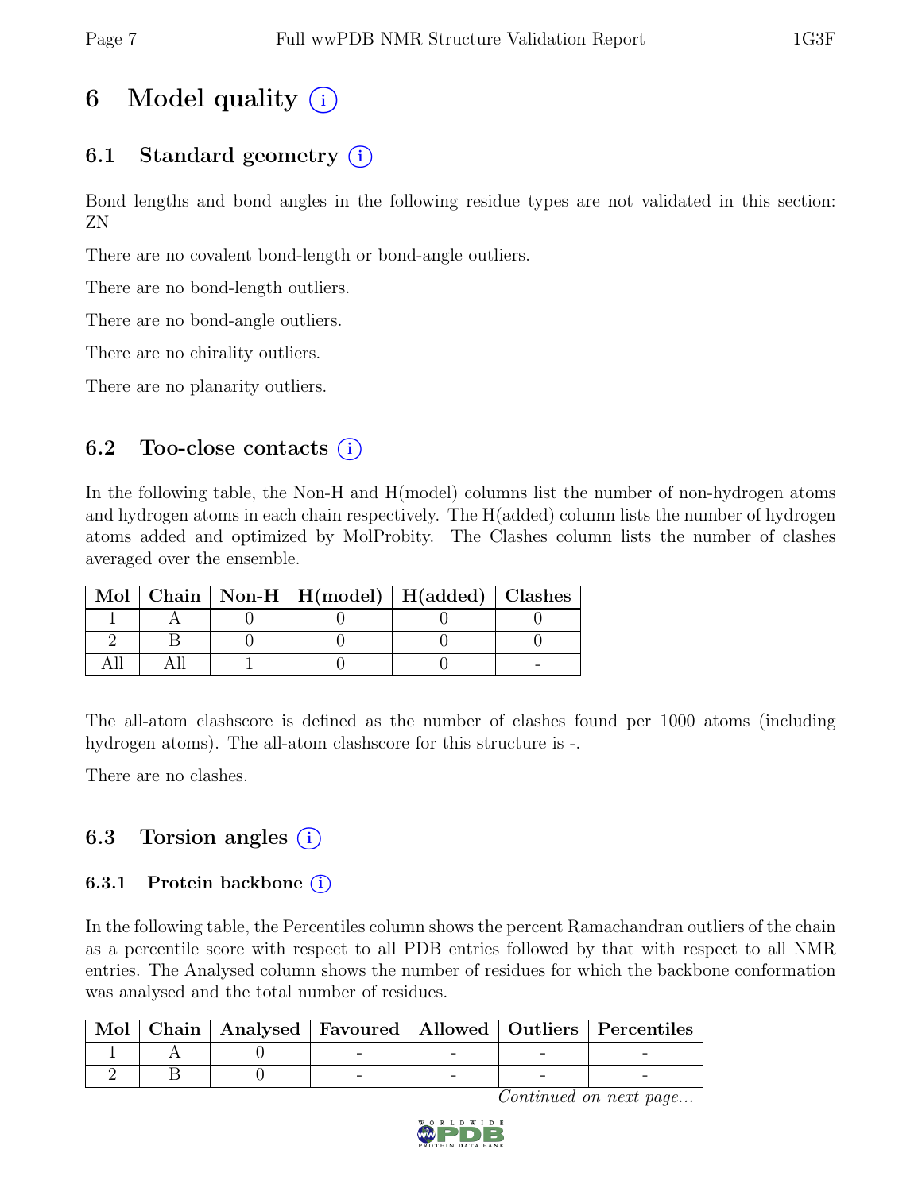# 6 Model quality (i)

## 6.1 Standard geometry (i)

Bond lengths and bond angles in the following residue types are not validated in this section: ZN

There are no covalent bond-length or bond-angle outliers.

There are no bond-length outliers.

There are no bond-angle outliers.

There are no chirality outliers.

There are no planarity outliers.

## 6.2 Too-close contacts (i)

In the following table, the Non-H and H(model) columns list the number of non-hydrogen atoms and hydrogen atoms in each chain respectively. The H(added) column lists the number of hydrogen atoms added and optimized by MolProbity. The Clashes column lists the number of clashes averaged over the ensemble.

| Mol | Chain | Non-H | H(model) | H(added) | Clashes |
|---|---|---|---|---|---|
| 1 | A | 0 | 0 | 0 | 0 |
| 2 | B | 0 | 0 | 0 | 0 |
| All | All | 1 | 0 | 0 | - |

The all-atom clashscore is defined as the number of clashes found per 1000 atoms (including hydrogen atoms). The all-atom clashscore for this structure is -.

There are no clashes.

## 6.3 Torsion angles (i)

### 6.3.1 Protein backbone (i)

In the following table, the Percentiles column shows the percent Ramachandran outliers of the chain as a percentile score with respect to all PDB entries followed by that with respect to all NMR entries. The Analysed column shows the number of residues for which the backbone conformation was analysed and the total number of residues.

| Mol | Chain | Analysed | Favoured | Allowed | Outliers | Percentiles |
|---|---|---|---|---|---|---|
| 1 | A | 0 | - | - | - | - |
| 2 | B | 0 | - | - | - | - |

*Continued on next page...*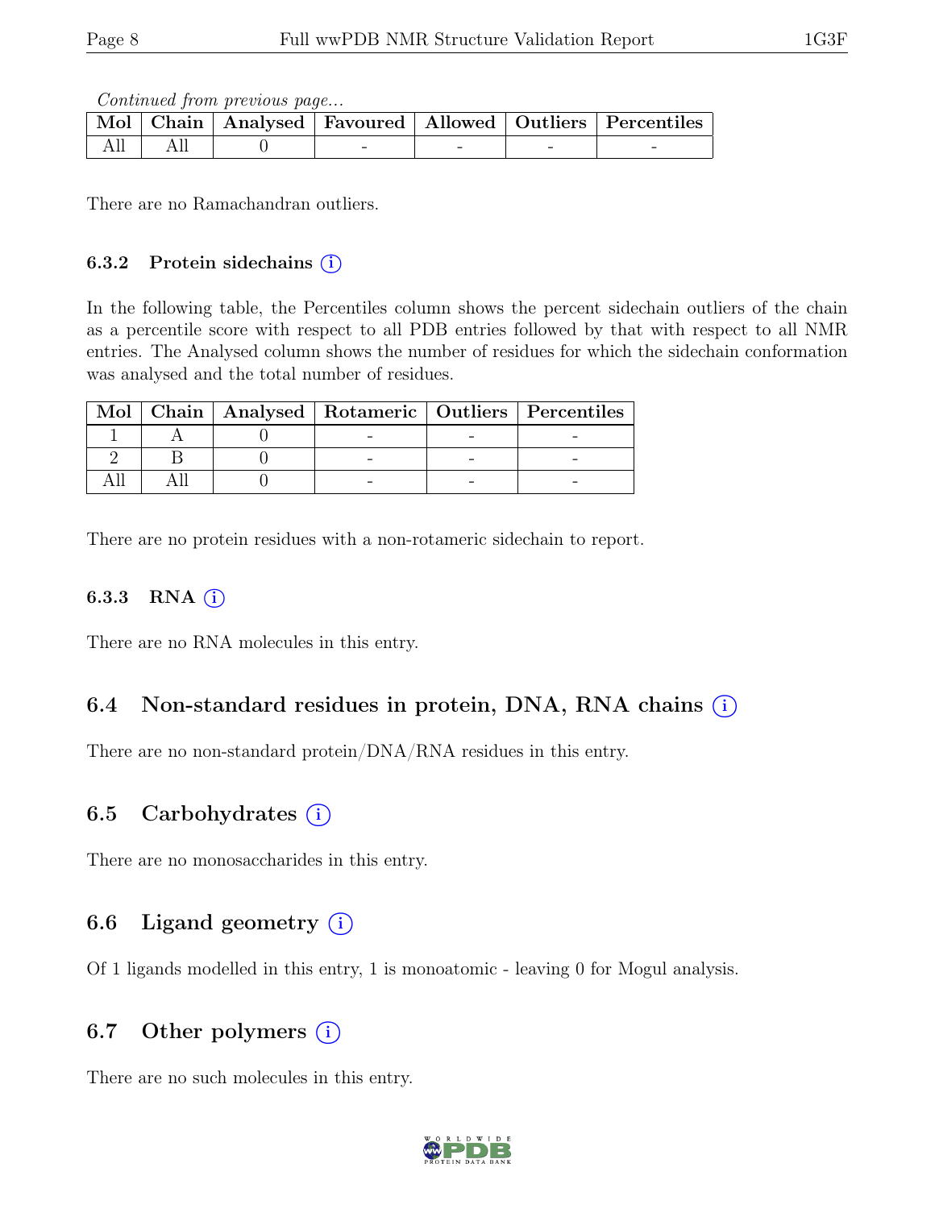*Continued from previous page...*

| Mol | Chain | Analysed | Favoured | Allowed | Outliers | Percentiles |
|---|---|---|---|---|---|---|
| All | All | 0 | - | - | - | - |

There are no Ramachandran outliers.

### 6.3.2 Protein sidechains (i)

In the following table, the Percentiles column shows the percent sidechain outliers of the chain as a percentile score with respect to all PDB entries followed by that with respect to all NMR entries. The Analysed column shows the number of residues for which the sidechain conformation was analysed and the total number of residues.

| Mol | Chain | Analysed | Rotameric | Outliers | Percentiles |
|---|---|---|---|---|---|
| 1 | A | 0 | - | - | - |
| 2 | B | 0 | - | - | - |
| All | All | 0 | - | - | - |

There are no protein residues with a non-rotameric sidechain to report.

### 6.3.3 RNA (i)

There are no RNA molecules in this entry.

## 6.4 Non-standard residues in protein, DNA, RNA chains (i)

There are no non-standard protein/DNA/RNA residues in this entry.

## 6.5 Carbohydrates (i)

There are no monosaccharides in this entry.

## 6.6 Ligand geometry (i)

Of 1 ligands modelled in this entry, 1 is monoatomic - leaving 0 for Mogul analysis.

## 6.7 Other polymers (i)

There are no such molecules in this entry.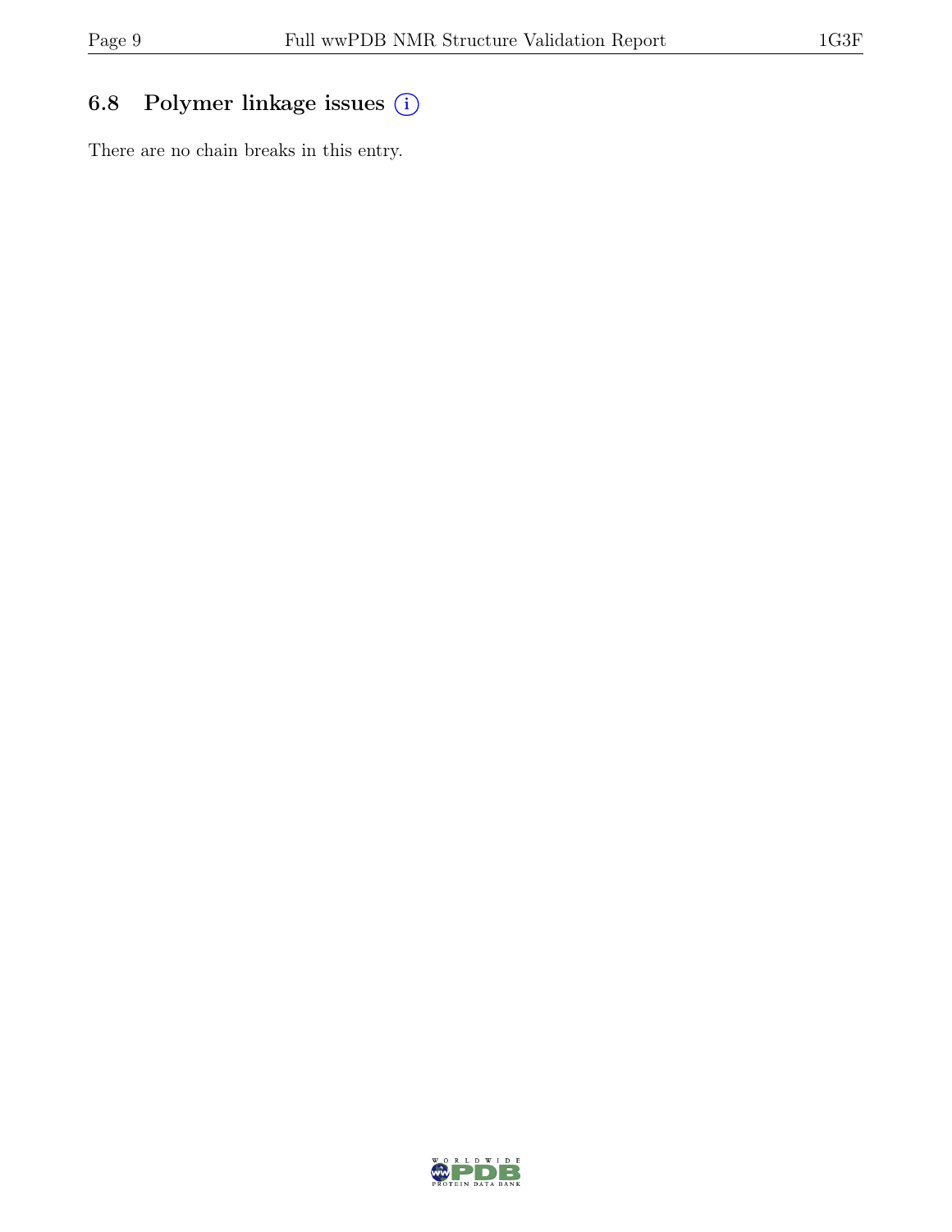### 6.8 Polymer linkage issues

There are no chain breaks in this entry.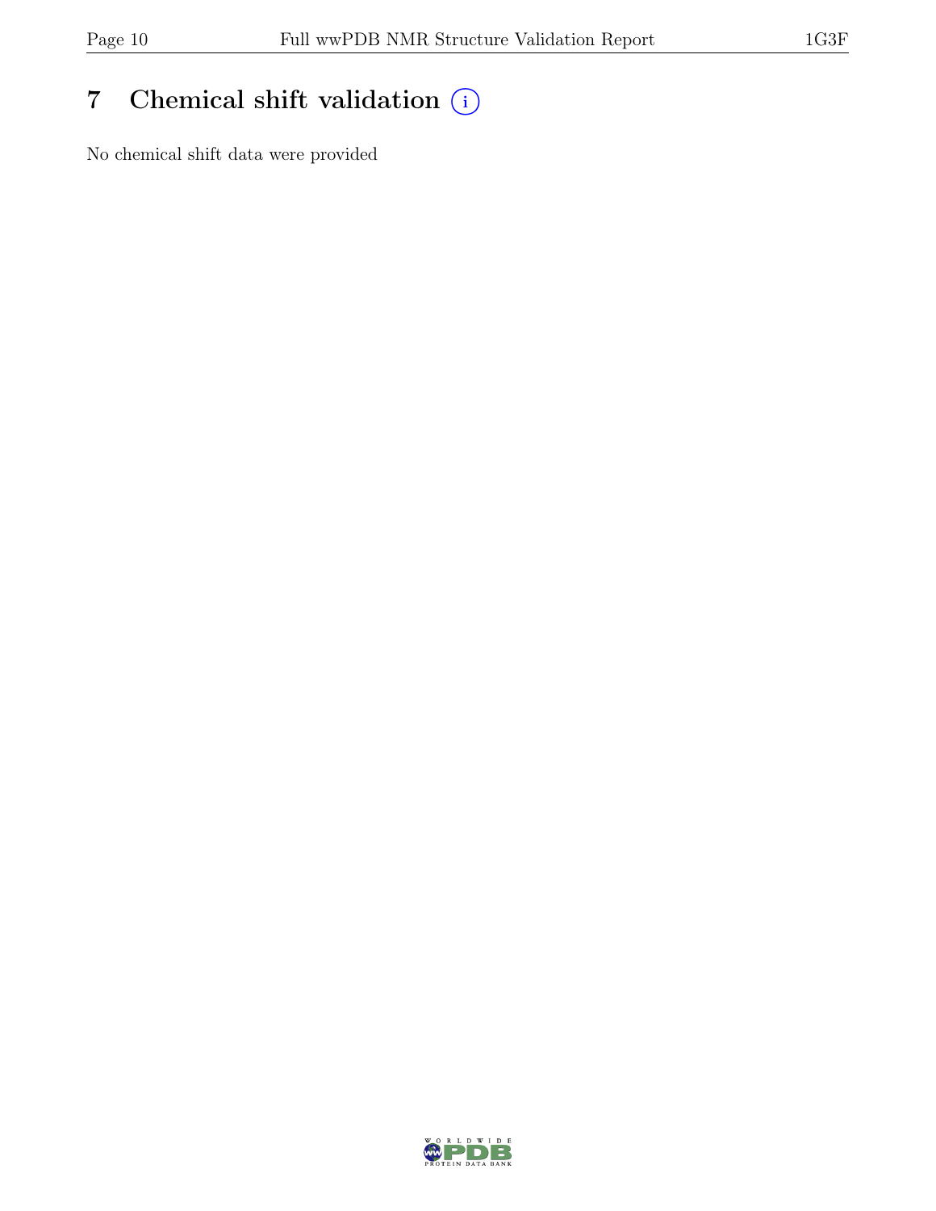# 7 Chemical shift validation

No chemical shift data were provided